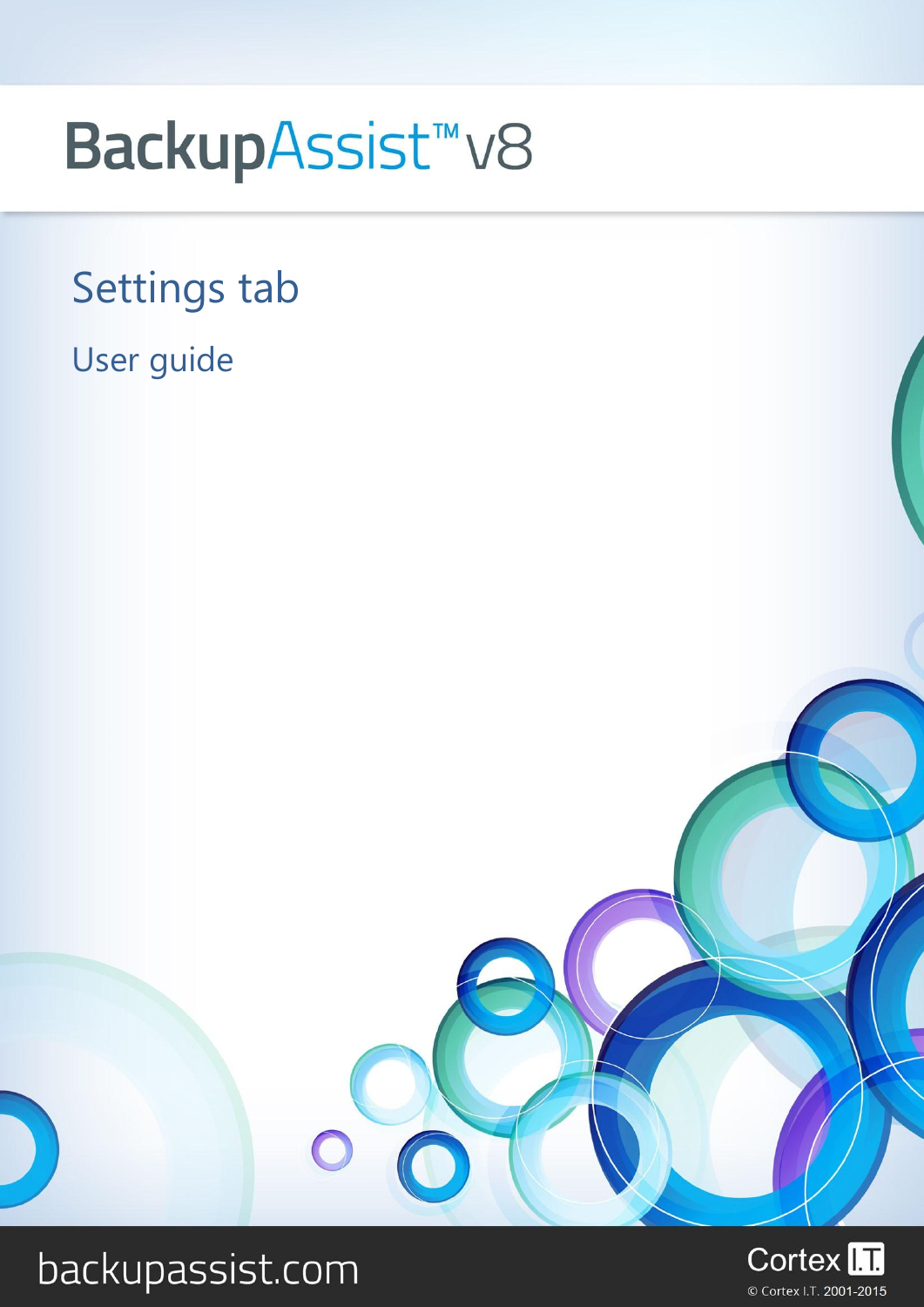# BackupAssist™ v8

## Settings tab

### User guide

backupassist.com

Cortex I.T.

© Cortex I.T. 2001-2015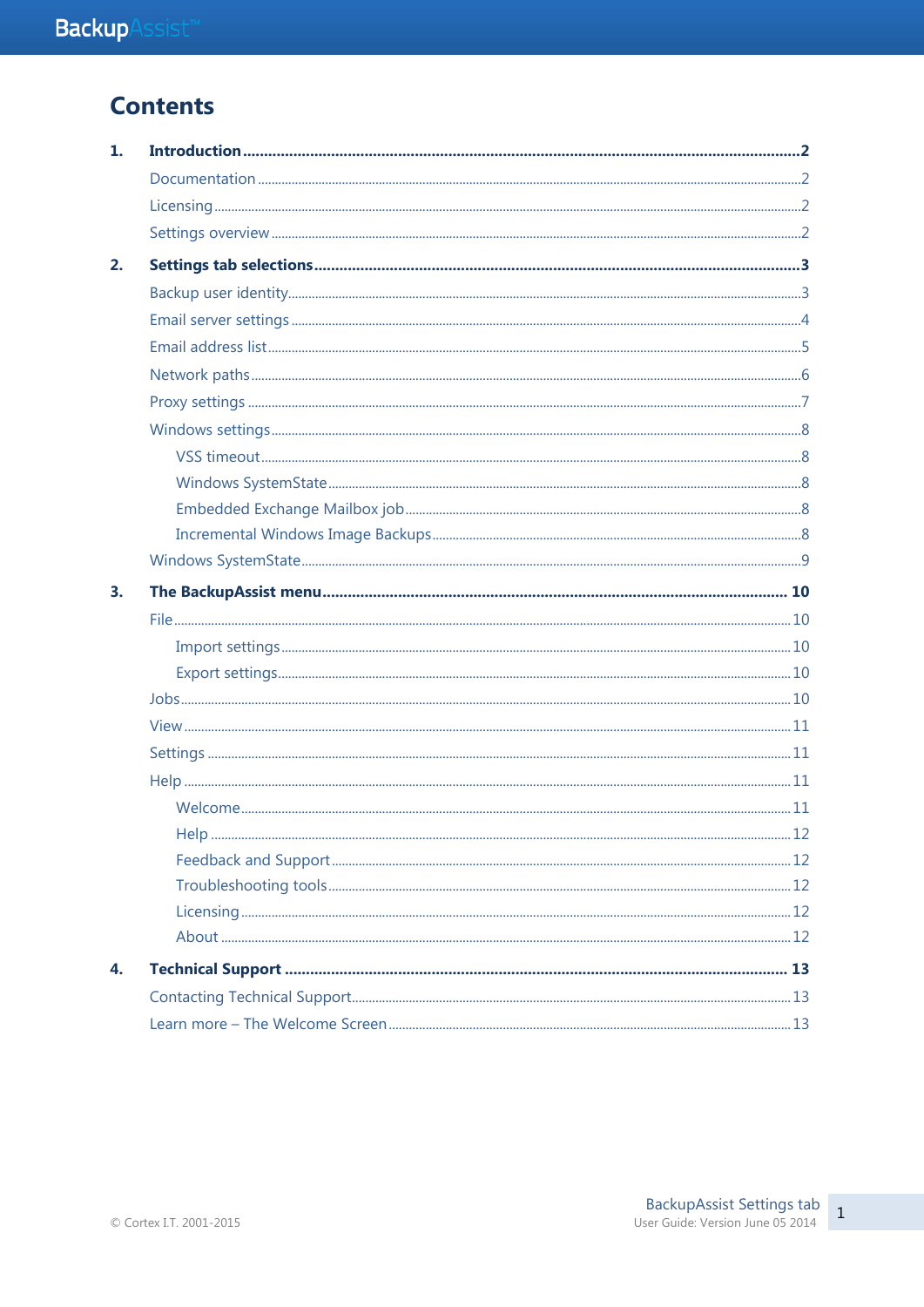# Contents

1. **Introduction** ... **2**
   - Documentation ... 2
   - Licensing ... 2
   - Settings overview ... 2
2. **Settings tab selections** ... **3**
   - Backup user identity ... 3
   - Email server settings ... 4
   - Email address list ... 5
   - Network paths ... 6
   - Proxy settings ... 7
   - Windows settings ... 8
     - VSS timeout ... 8
     - Windows SystemState ... 8
     - Embedded Exchange Mailbox job ... 8
     - Incremental Windows Image Backups ... 8
   - Windows SystemState ... 9
3. **The BackupAssist menu** ... **10**
   - File ... 10
     - Import settings ... 10
     - Export settings ... 10
   - Jobs ... 10
   - View ... 11
   - Settings ... 11
   - Help ... 11
     - Welcome ... 11
     - Help ... 12
     - Feedback and Support ... 12
     - Troubleshooting tools ... 12
     - Licensing ... 12
     - About ... 12
4. **Technical Support** ... **13**
   - Contacting Technical Support ... 13
   - Learn more – The Welcome Screen ... 13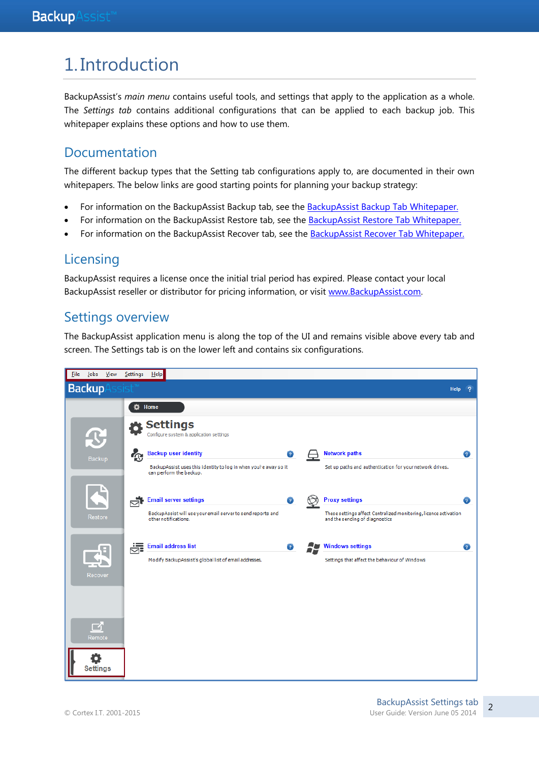# 1. Introduction

BackupAssist's *main menu* contains useful tools, and settings that apply to the application as a whole. The *Settings tab* contains additional configurations that can be applied to each backup job. This whitepaper explains these options and how to use them.

## Documentation

The different backup types that the Setting tab configurations apply to, are documented in their own whitepapers. The below links are good starting points for planning your backup strategy:

- For information on the BackupAssist Backup tab, see the BackupAssist Backup Tab Whitepaper.
- For information on the BackupAssist Restore tab, see the BackupAssist Restore Tab Whitepaper.
- For information on the BackupAssist Recover tab, see the BackupAssist Recover Tab Whitepaper.

## Licensing

BackupAssist requires a license once the initial trial period has expired. Please contact your local BackupAssist reseller or distributor for pricing information, or visit www.BackupAssist.com.

## Settings overview

The BackupAssist application menu is along the top of the UI and remains visible above every tab and screen. The Settings tab is on the lower left and contains six configurations.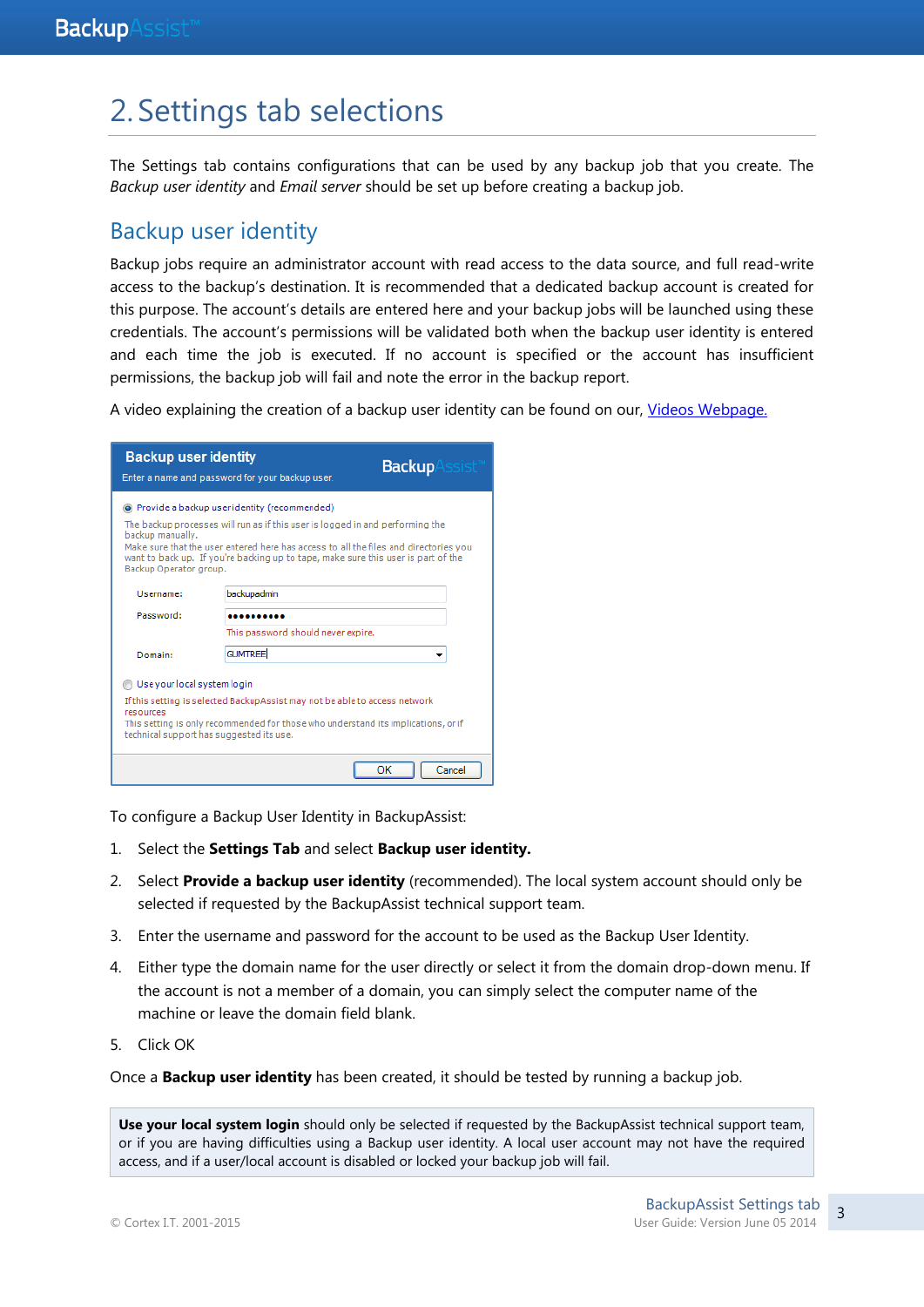# 2. Settings tab selections

The Settings tab contains configurations that can be used by any backup job that you create. The *Backup user identity* and *Email server* should be set up before creating a backup job.

## Backup user identity

Backup jobs require an administrator account with read access to the data source, and full read-write access to the backup's destination. It is recommended that a dedicated backup account is created for this purpose. The account's details are entered here and your backup jobs will be launched using these credentials. The account's permissions will be validated both when the backup user identity is entered and each time the job is executed. If no account is specified or the account has insufficient permissions, the backup job will fail and note the error in the backup report.

A video explaining the creation of a backup user identity can be found on our, Videos Webpage.

To configure a Backup User Identity in BackupAssist:

1. Select the **Settings Tab** and select **Backup user identity.**
2. Select **Provide a backup user identity** (recommended). The local system account should only be selected if requested by the BackupAssist technical support team.
3. Enter the username and password for the account to be used as the Backup User Identity.
4. Either type the domain name for the user directly or select it from the domain drop-down menu. If the account is not a member of a domain, you can simply select the computer name of the machine or leave the domain field blank.
5. Click OK

Once a **Backup user identity** has been created, it should be tested by running a backup job.

> **Use your local system login** should only be selected if requested by the BackupAssist technical support team, or if you are having difficulties using a Backup user identity. A local user account may not have the required access, and if a user/local account is disabled or locked your backup job will fail.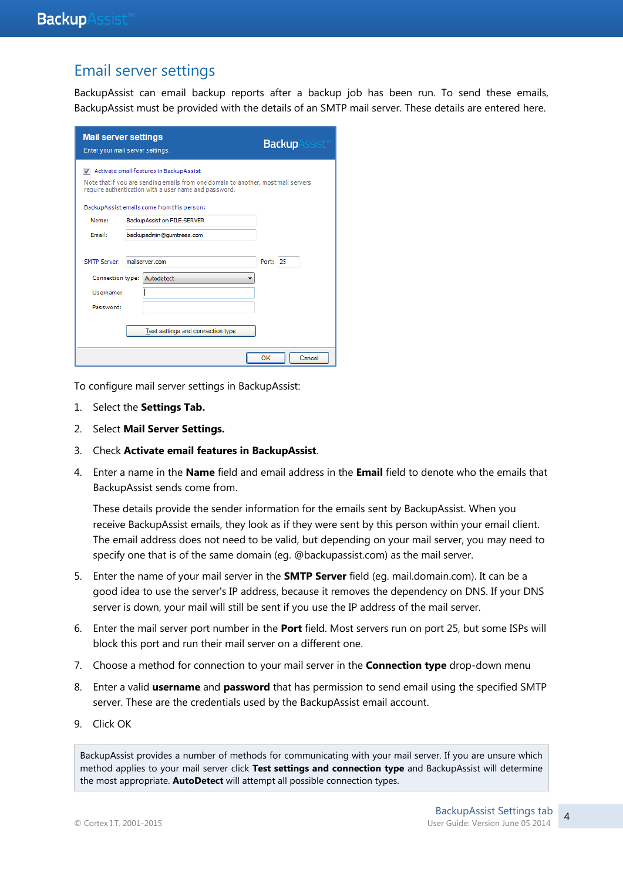## Email server settings

BackupAssist can email backup reports after a backup job has been run. To send these emails, BackupAssist must be provided with the details of an SMTP mail server. These details are entered here.

To configure mail server settings in BackupAssist:

1. Select the **Settings Tab.**
2. Select **Mail Server Settings.**
3. Check **Activate email features in BackupAssist**.
4. Enter a name in the **Name** field and email address in the **Email** field to denote who the emails that BackupAssist sends come from.

   These details provide the sender information for the emails sent by BackupAssist. When you receive BackupAssist emails, they look as if they were sent by this person within your email client. The email address does not need to be valid, but depending on your mail server, you may need to specify one that is of the same domain (eg. @backupassist.com) as the mail server.
5. Enter the name of your mail server in the **SMTP Server** field (eg. mail.domain.com). It can be a good idea to use the server's IP address, because it removes the dependency on DNS. If your DNS server is down, your mail will still be sent if you use the IP address of the mail server.
6. Enter the mail server port number in the **Port** field. Most servers run on port 25, but some ISPs will block this port and run their mail server on a different one.
7. Choose a method for connection to your mail server in the **Connection type** drop-down menu
8. Enter a valid **username** and **password** that has permission to send email using the specified SMTP server. These are the credentials used by the BackupAssist email account.
9. Click OK

BackupAssist provides a number of methods for communicating with your mail server. If you are unsure which method applies to your mail server click **Test settings and connection type** and BackupAssist will determine the most appropriate. **AutoDetect** will attempt all possible connection types.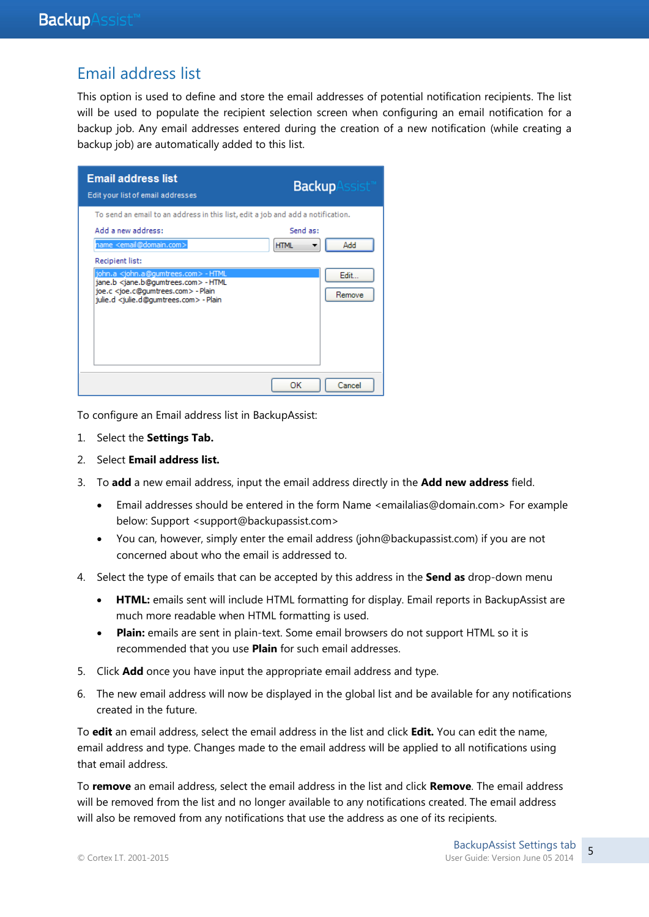## Email address list

This option is used to define and store the email addresses of potential notification recipients. The list will be used to populate the recipient selection screen when configuring an email notification for a backup job. Any email addresses entered during the creation of a new notification (while creating a backup job) are automatically added to this list.

To configure an Email address list in BackupAssist:

1. Select the **Settings Tab.**
2. Select **Email address list.**
3. To **add** a new email address, input the email address directly in the **Add new address** field.
   - Email addresses should be entered in the form Name <emailalias@domain.com> For example below: Support <support@backupassist.com>
   - You can, however, simply enter the email address (john@backupassist.com) if you are not concerned about who the email is addressed to.
4. Select the type of emails that can be accepted by this address in the **Send as** drop-down menu
   - **HTML:** emails sent will include HTML formatting for display. Email reports in BackupAssist are much more readable when HTML formatting is used.
   - **Plain:** emails are sent in plain-text. Some email browsers do not support HTML so it is recommended that you use **Plain** for such email addresses.
5. Click **Add** once you have input the appropriate email address and type.
6. The new email address will now be displayed in the global list and be available for any notifications created in the future.

To **edit** an email address, select the email address in the list and click **Edit.** You can edit the name, email address and type. Changes made to the email address will be applied to all notifications using that email address.

To **remove** an email address, select the email address in the list and click **Remove**. The email address will be removed from the list and no longer available to any notifications created. The email address will also be removed from any notifications that use the address as one of its recipients.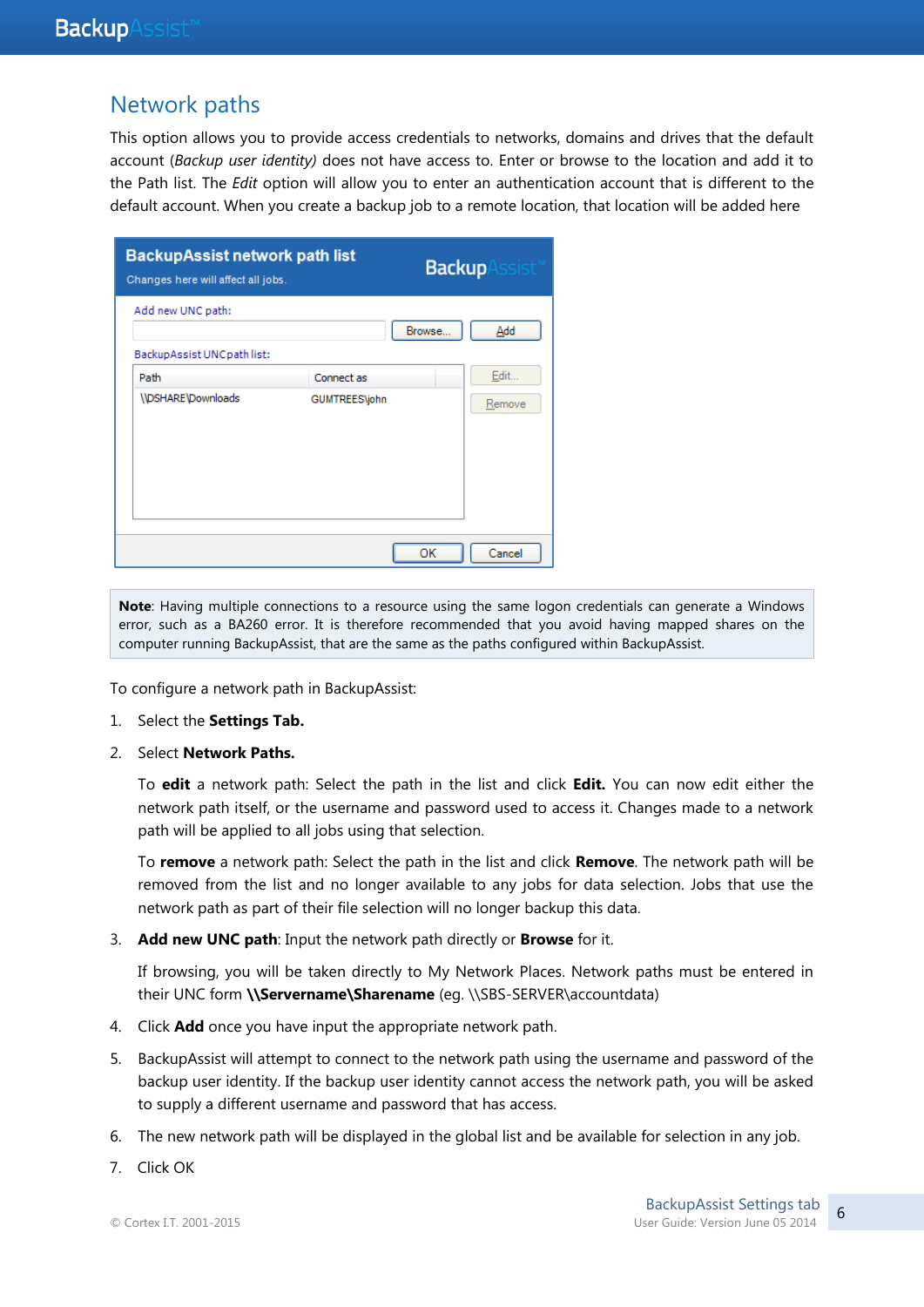## Network paths

This option allows you to provide access credentials to networks, domains and drives that the default account (*Backup user identity)* does not have access to. Enter or browse to the location and add it to the Path list. The *Edit* option will allow you to enter an authentication account that is different to the default account. When you create a backup job to a remote location, that location will be added here

**Note**: Having multiple connections to a resource using the same logon credentials can generate a Windows error, such as a BA260 error. It is therefore recommended that you avoid having mapped shares on the computer running BackupAssist, that are the same as the paths configured within BackupAssist.

To configure a network path in BackupAssist:

1. Select the **Settings Tab.**
2. Select **Network Paths.**

   To **edit** a network path: Select the path in the list and click **Edit.** You can now edit either the network path itself, or the username and password used to access it. Changes made to a network path will be applied to all jobs using that selection.

   To **remove** a network path: Select the path in the list and click **Remove**. The network path will be removed from the list and no longer available to any jobs for data selection. Jobs that use the network path as part of their file selection will no longer backup this data.
3. **Add new UNC path**: Input the network path directly or **Browse** for it.

   If browsing, you will be taken directly to My Network Places. Network paths must be entered in their UNC form **\\Servername\Sharename** (eg. \\SBS-SERVER\accountdata)
4. Click **Add** once you have input the appropriate network path.
5. BackupAssist will attempt to connect to the network path using the username and password of the backup user identity. If the backup user identity cannot access the network path, you will be asked to supply a different username and password that has access.
6. The new network path will be displayed in the global list and be available for selection in any job.
7. Click OK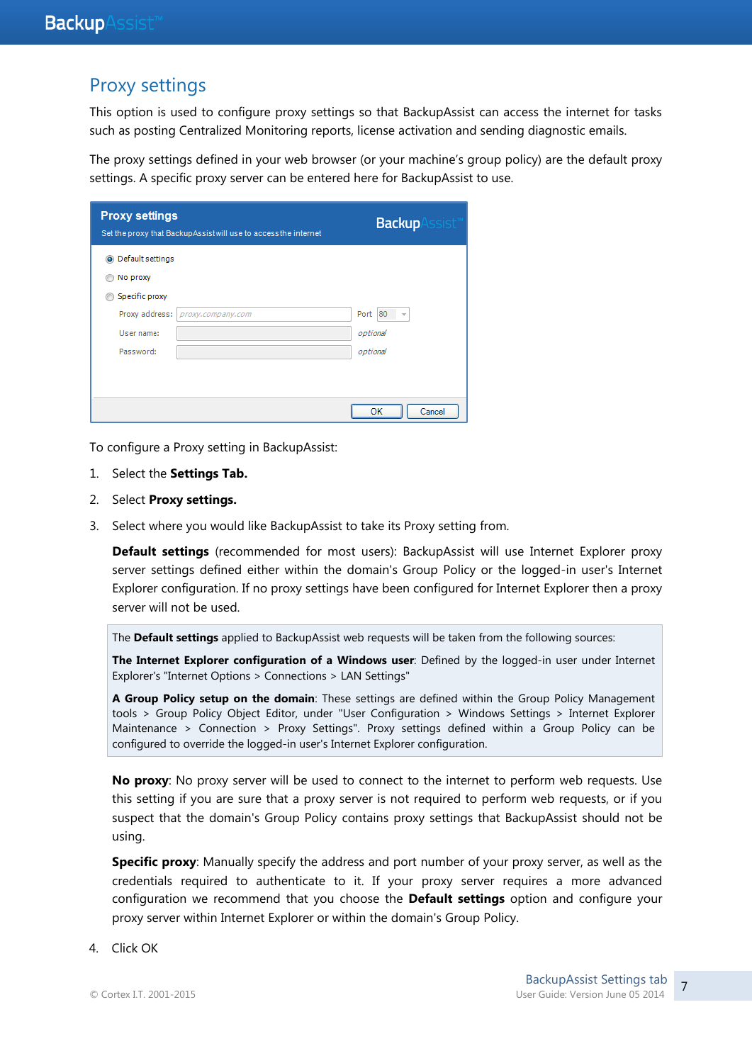# Proxy settings

This option is used to configure proxy settings so that BackupAssist can access the internet for tasks such as posting Centralized Monitoring reports, license activation and sending diagnostic emails.

The proxy settings defined in your web browser (or your machine's group policy) are the default proxy settings. A specific proxy server can be entered here for BackupAssist to use.

To configure a Proxy setting in BackupAssist:

1. Select the **Settings Tab.**
2. Select **Proxy settings.**
3. Select where you would like BackupAssist to take its Proxy setting from.

   **Default settings** (recommended for most users): BackupAssist will use Internet Explorer proxy server settings defined either within the domain's Group Policy or the logged-in user's Internet Explorer configuration. If no proxy settings have been configured for Internet Explorer then a proxy server will not be used.

   > The **Default settings** applied to BackupAssist web requests will be taken from the following sources:
   >
   > **The Internet Explorer configuration of a Windows user**: Defined by the logged-in user under Internet Explorer's "Internet Options > Connections > LAN Settings"
   >
   > **A Group Policy setup on the domain**: These settings are defined within the Group Policy Management tools > Group Policy Object Editor, under "User Configuration > Windows Settings > Internet Explorer Maintenance > Connection > Proxy Settings". Proxy settings defined within a Group Policy can be configured to override the logged-in user's Internet Explorer configuration.

   **No proxy**: No proxy server will be used to connect to the internet to perform web requests. Use this setting if you are sure that a proxy server is not required to perform web requests, or if you suspect that the domain's Group Policy contains proxy settings that BackupAssist should not be using.

   **Specific proxy**: Manually specify the address and port number of your proxy server, as well as the credentials required to authenticate to it. If your proxy server requires a more advanced configuration we recommend that you choose the **Default settings** option and configure your proxy server within Internet Explorer or within the domain's Group Policy.

4. Click OK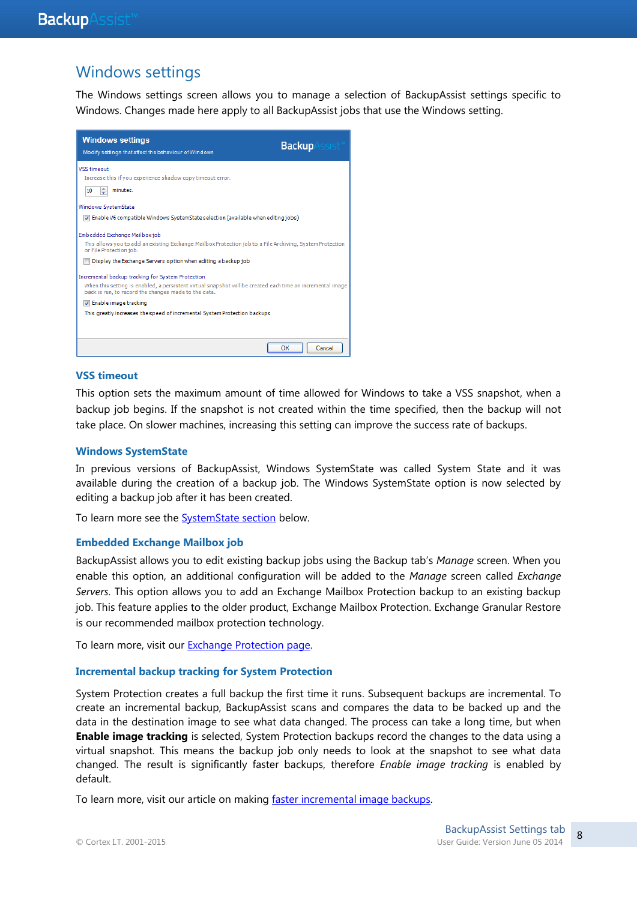## Windows settings

The Windows settings screen allows you to manage a selection of BackupAssist settings specific to Windows. Changes made here apply to all BackupAssist jobs that use the Windows setting.

### VSS timeout

This option sets the maximum amount of time allowed for Windows to take a VSS snapshot, when a backup job begins. If the snapshot is not created within the time specified, then the backup will not take place. On slower machines, increasing this setting can improve the success rate of backups.

### Windows SystemState

In previous versions of BackupAssist, Windows SystemState was called System State and it was available during the creation of a backup job. The Windows SystemState option is now selected by editing a backup job after it has been created.

To learn more see the SystemState section below.

### Embedded Exchange Mailbox job

BackupAssist allows you to edit existing backup jobs using the Backup tab's *Manage* screen. When you enable this option, an additional configuration will be added to the *Manage* screen called *Exchange Servers*. This option allows you to add an Exchange Mailbox Protection backup to an existing backup job. This feature applies to the older product, Exchange Mailbox Protection. Exchange Granular Restore is our recommended mailbox protection technology.

To learn more, visit our Exchange Protection page.

### Incremental backup tracking for System Protection

System Protection creates a full backup the first time it runs. Subsequent backups are incremental. To create an incremental backup, BackupAssist scans and compares the data to be backed up and the data in the destination image to see what data changed. The process can take a long time, but when **Enable image tracking** is selected, System Protection backups record the changes to the data using a virtual snapshot. This means the backup job only needs to look at the snapshot to see what data changed. The result is significantly faster backups, therefore *Enable image tracking* is enabled by default.

To learn more, visit our article on making faster incremental image backups.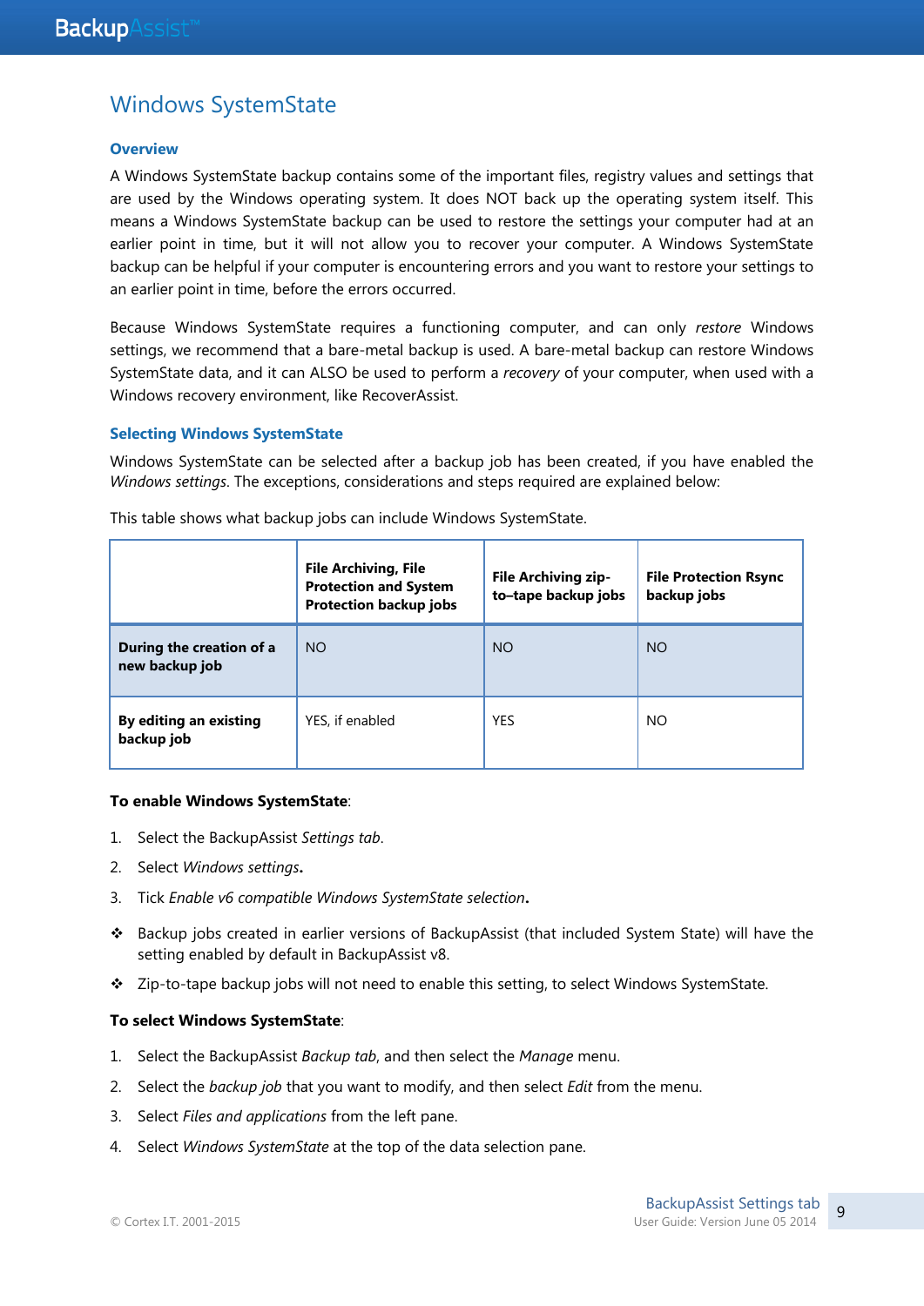# Windows SystemState

### Overview

A Windows SystemState backup contains some of the important files, registry values and settings that are used by the Windows operating system. It does NOT back up the operating system itself. This means a Windows SystemState backup can be used to restore the settings your computer had at an earlier point in time, but it will not allow you to recover your computer. A Windows SystemState backup can be helpful if your computer is encountering errors and you want to restore your settings to an earlier point in time, before the errors occurred.

Because Windows SystemState requires a functioning computer, and can only *restore* Windows settings, we recommend that a bare-metal backup is used. A bare-metal backup can restore Windows SystemState data, and it can ALSO be used to perform a *recovery* of your computer, when used with a Windows recovery environment, like RecoverAssist.

### Selecting Windows SystemState

Windows SystemState can be selected after a backup job has been created, if you have enabled the *Windows settings*. The exceptions, considerations and steps required are explained below:

This table shows what backup jobs can include Windows SystemState.

| | **File Archiving, File Protection and System Protection backup jobs** | **File Archiving zip-to–tape backup jobs** | **File Protection Rsync backup jobs** |
|---|---|---|---|
| **During the creation of a new backup job** | NO | NO | NO |
| **By editing an existing backup job** | YES, if enabled | YES | NO |

**To enable Windows SystemState**:

1. Select the BackupAssist *Settings tab*.
2. Select *Windows settings*.
3. Tick *Enable v6 compatible Windows SystemState selection*.

- Backup jobs created in earlier versions of BackupAssist (that included System State) will have the setting enabled by default in BackupAssist v8.
- Zip-to-tape backup jobs will not need to enable this setting, to select Windows SystemState.

**To select Windows SystemState**:

1. Select the BackupAssist *Backup tab*, and then select the *Manage* menu.
2. Select the *backup job* that you want to modify, and then select *Edit* from the menu.
3. Select *Files and applications* from the left pane.
4. Select *Windows SystemState* at the top of the data selection pane.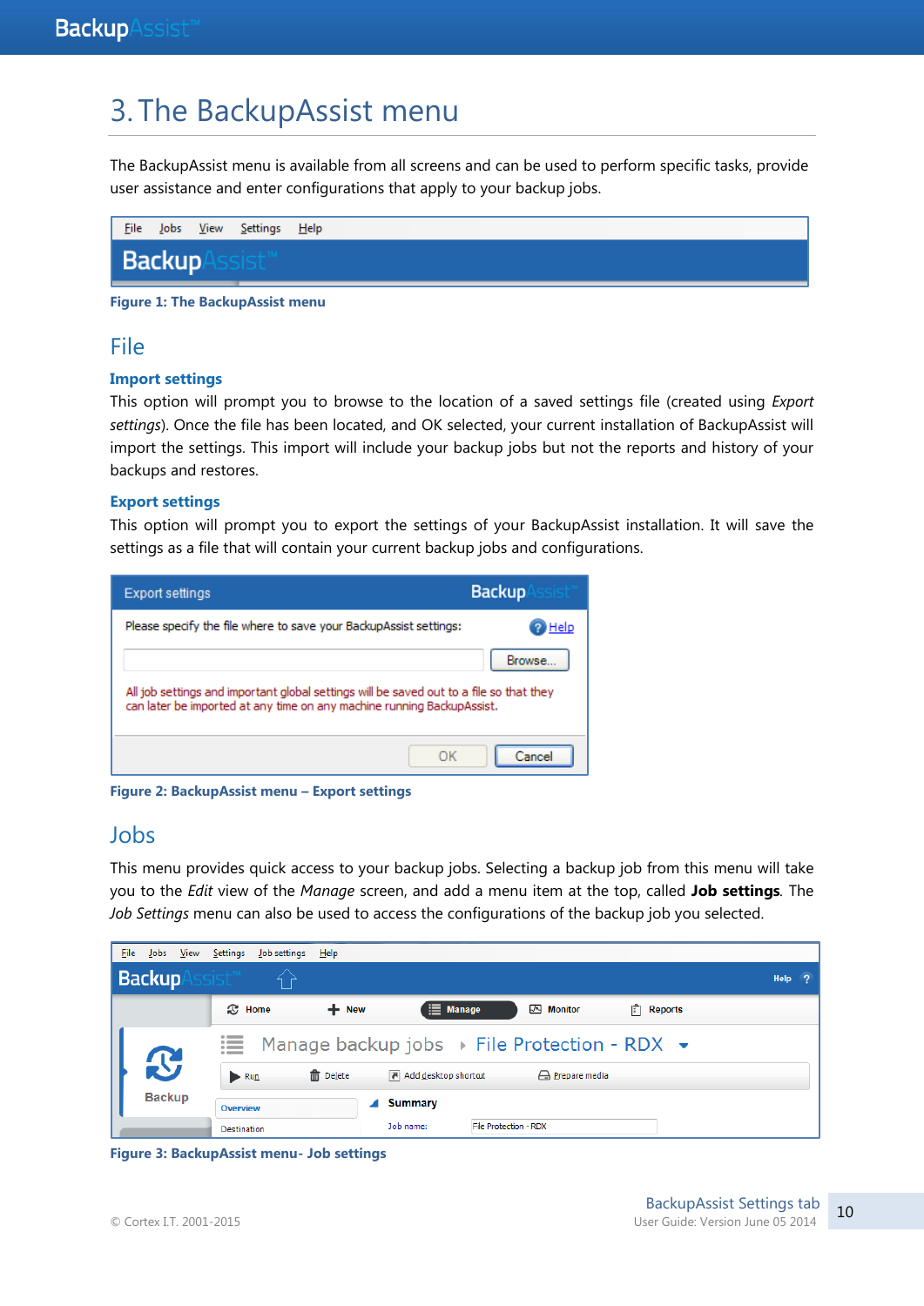# 3. The BackupAssist menu

The BackupAssist menu is available from all screens and can be used to perform specific tasks, provide user assistance and enter configurations that apply to your backup jobs.

Figure 1: The BackupAssist menu

## File

### Import settings

This option will prompt you to browse to the location of a saved settings file (created using *Export settings*). Once the file has been located, and OK selected, your current installation of BackupAssist will import the settings. This import will include your backup jobs but not the reports and history of your backups and restores.

### Export settings

This option will prompt you to export the settings of your BackupAssist installation. It will save the settings as a file that will contain your current backup jobs and configurations.

Figure 2: BackupAssist menu – Export settings

## Jobs

This menu provides quick access to your backup jobs. Selecting a backup job from this menu will take you to the *Edit* view of the *Manage* screen, and add a menu item at the top, called **Job settings**. The *Job Settings* menu can also be used to access the configurations of the backup job you selected.

Figure 3: BackupAssist menu- Job settings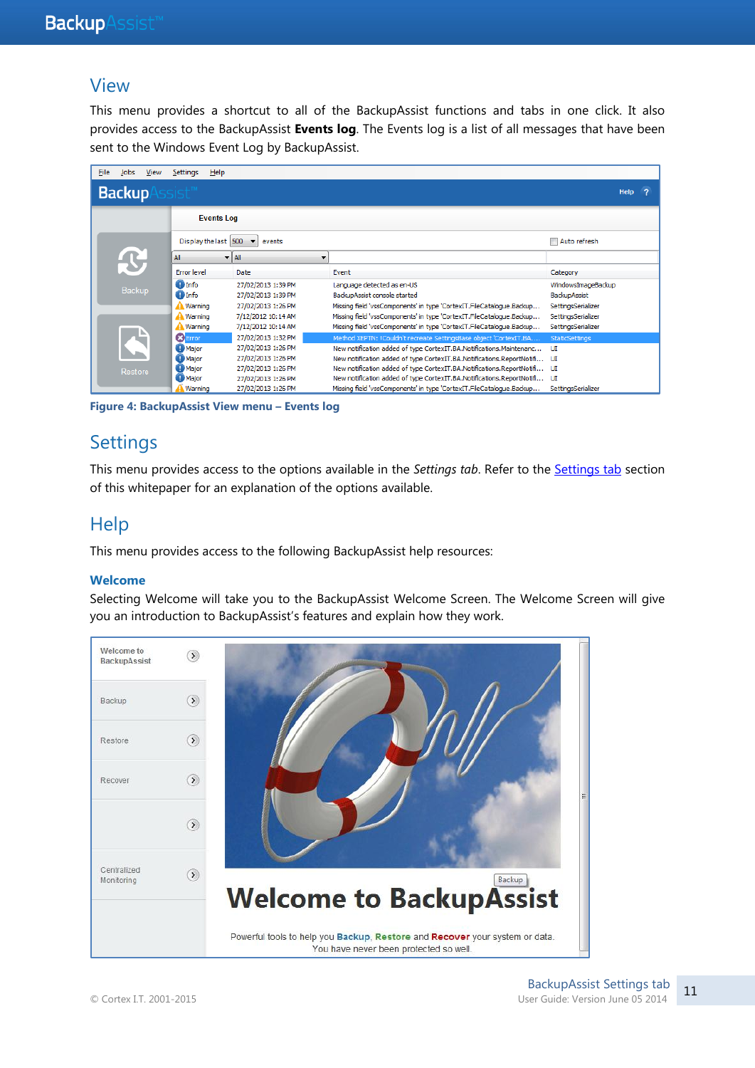## View

This menu provides a shortcut to all of the BackupAssist functions and tabs in one click. It also provides access to the BackupAssist **Events log**. The Events log is a list of all messages that have been sent to the Windows Event Log by BackupAssist.

**Figure 4: BackupAssist View menu – Events log**

## Settings

This menu provides access to the options available in the *Settings tab*. Refer to the Settings tab section of this whitepaper for an explanation of the options available.

## Help

This menu provides access to the following BackupAssist help resources:

### Welcome

Selecting Welcome will take you to the BackupAssist Welcome Screen. The Welcome Screen will give you an introduction to BackupAssist's features and explain how they work.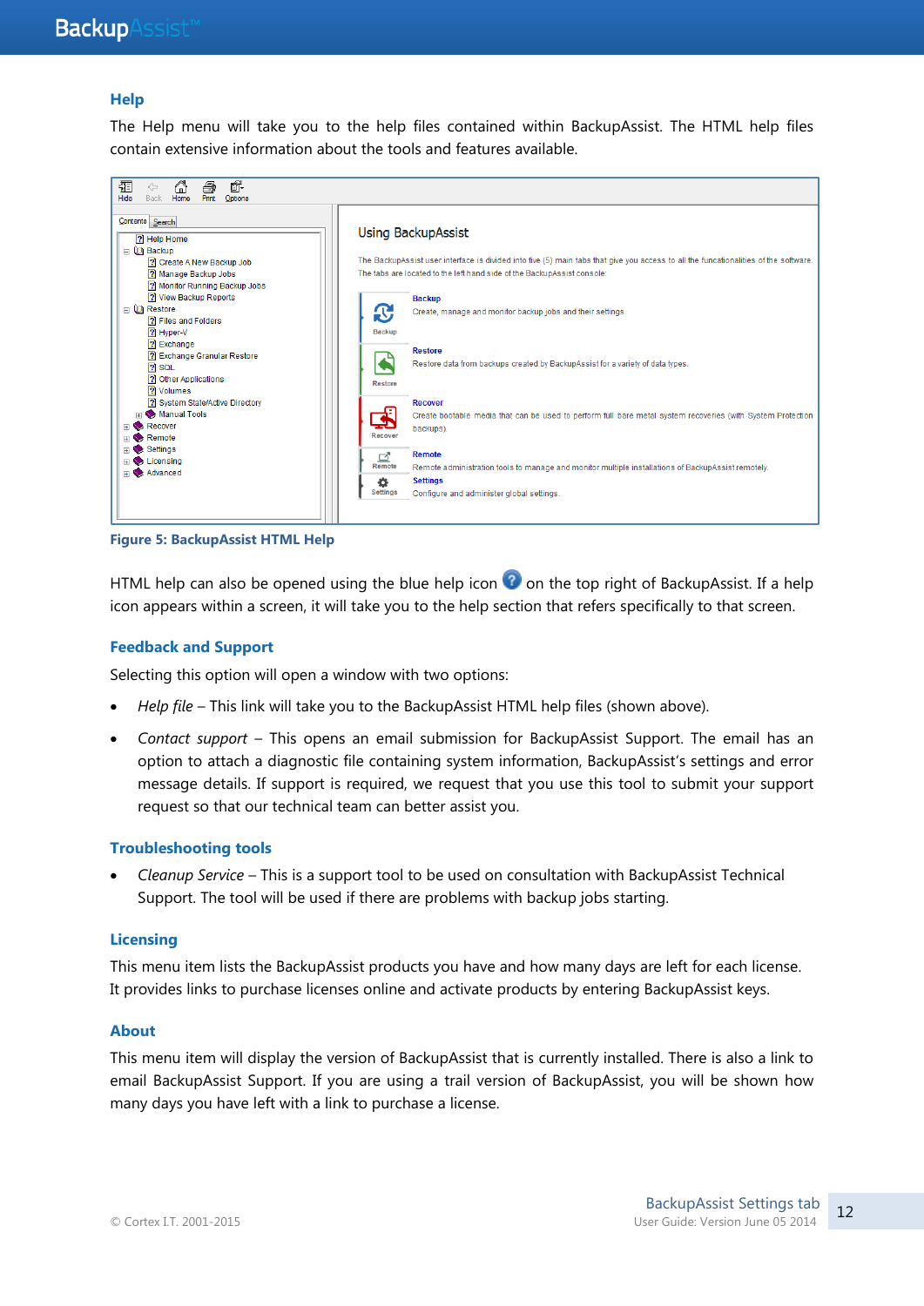## Help

The Help menu will take you to the help files contained within BackupAssist. The HTML help files contain extensive information about the tools and features available.

Figure 5: BackupAssist HTML Help

HTML help can also be opened using the blue help icon on the top right of BackupAssist. If a help icon appears within a screen, it will take you to the help section that refers specifically to that screen.

## Feedback and Support

Selecting this option will open a window with two options:

- *Help file* – This link will take you to the BackupAssist HTML help files (shown above).
- *Contact support* – This opens an email submission for BackupAssist Support. The email has an option to attach a diagnostic file containing system information, BackupAssist's settings and error message details. If support is required, we request that you use this tool to submit your support request so that our technical team can better assist you.

## Troubleshooting tools

- *Cleanup Service* – This is a support tool to be used on consultation with BackupAssist Technical Support. The tool will be used if there are problems with backup jobs starting.

## Licensing

This menu item lists the BackupAssist products you have and how many days are left for each license. It provides links to purchase licenses online and activate products by entering BackupAssist keys.

## About

This menu item will display the version of BackupAssist that is currently installed. There is also a link to email BackupAssist Support. If you are using a trail version of BackupAssist, you will be shown how many days you have left with a link to purchase a license.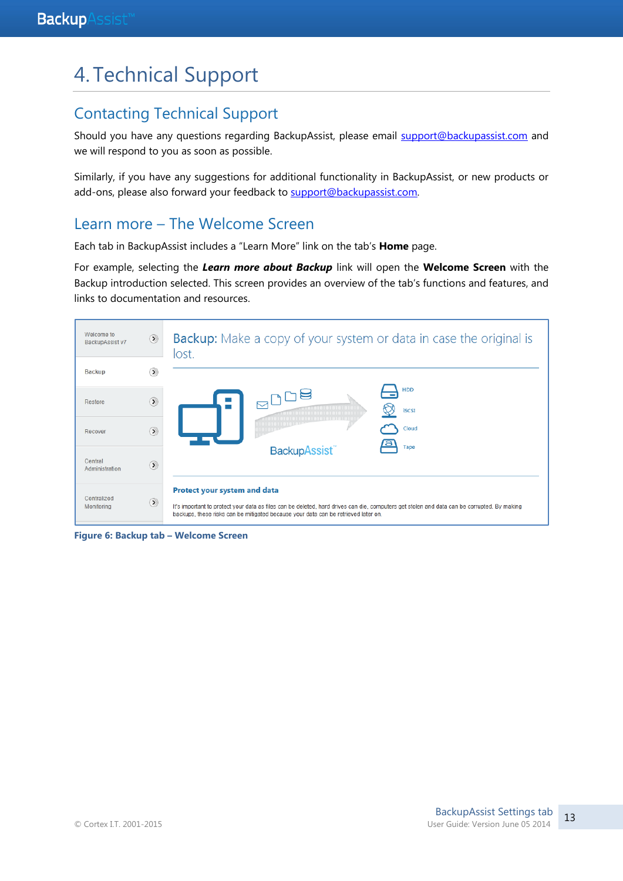# 4. Technical Support

## Contacting Technical Support

Should you have any questions regarding BackupAssist, please email support@backupassist.com and we will respond to you as soon as possible.

Similarly, if you have any suggestions for additional functionality in BackupAssist, or new products or add-ons, please also forward your feedback to support@backupassist.com.

## Learn more – The Welcome Screen

Each tab in BackupAssist includes a "Learn More" link on the tab's **Home** page.

For example, selecting the ***Learn more about Backup*** link will open the **Welcome Screen** with the Backup introduction selected. This screen provides an overview of the tab's functions and features, and links to documentation and resources.

Welcome to BackupAssist v7

Backup

Restore

Recover

Central Administration

Centralized Monitoring

Backup: Make a copy of your system or data in case the original is lost.

BackupAssist

HDD

iSCSI

Cloud

Tape

Protect your system and data

It's important to protect your data as files can be deleted, hard drives can die, computers get stolen and data can be corrupted. By making backups, these risks can be mitigated because your data can be retrieved later on.

**Figure 6: Backup tab – Welcome Screen**